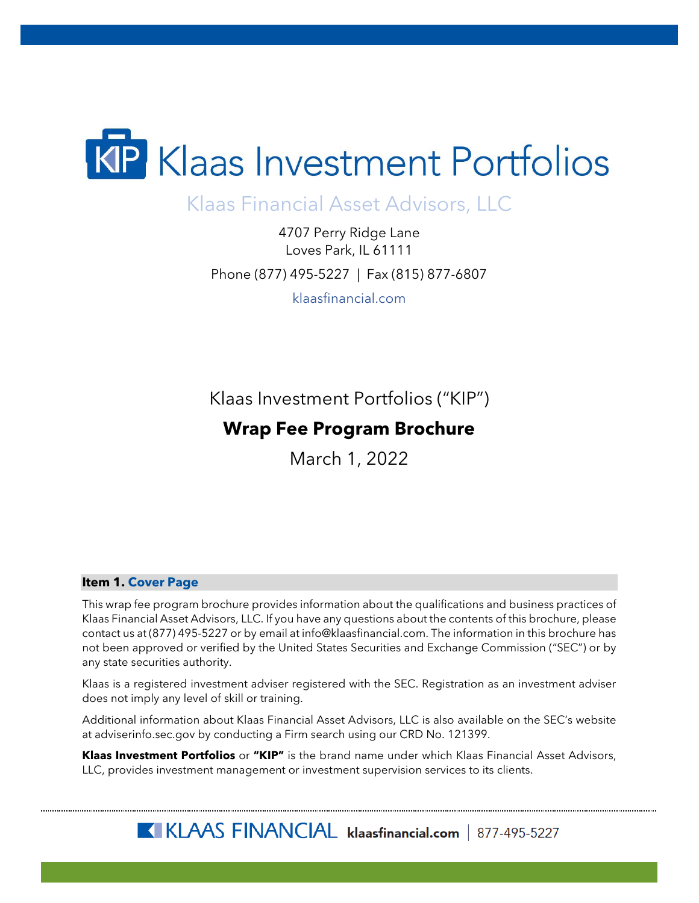# Klaas Investment Portfolios

Klaas Financial Asset Advisors, LLC

4707 Perry Ridge Lane
Loves Park, IL 61111

Phone (877) 495-5227 | Fax (815) 877-6807

klaasfinancial.com

Klaas Investment Portfolios ("KIP")

**Wrap Fee Program Brochure**

March 1, 2022

## Item 1. Cover Page

This wrap fee program brochure provides information about the qualifications and business practices of Klaas Financial Asset Advisors, LLC. If you have any questions about the contents of this brochure, please contact us at (877) 495-5227 or by email at info@klaasfinancial.com. The information in this brochure has not been approved or verified by the United States Securities and Exchange Commission ("SEC") or by any state securities authority.

Klaas is a registered investment adviser registered with the SEC. Registration as an investment adviser does not imply any level of skill or training.

Additional information about Klaas Financial Asset Advisors, LLC is also available on the SEC's website at adviserinfo.sec.gov by conducting a Firm search using our CRD No. 121399.

**Klaas Investment Portfolios** or **"KIP"** is the brand name under which Klaas Financial Asset Advisors, LLC, provides investment management or investment supervision services to its clients.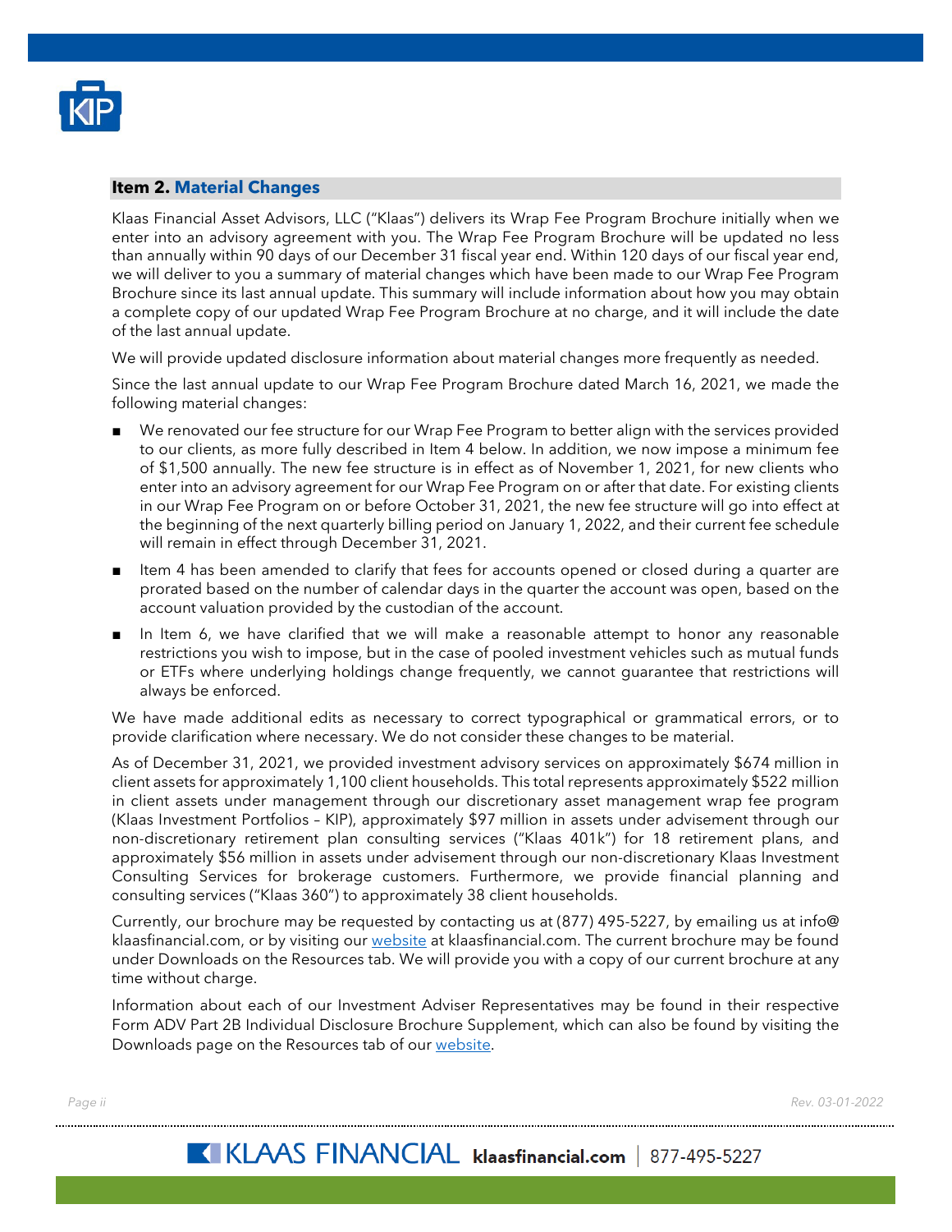## Item 2. Material Changes

Klaas Financial Asset Advisors, LLC ("Klaas") delivers its Wrap Fee Program Brochure initially when we enter into an advisory agreement with you. The Wrap Fee Program Brochure will be updated no less than annually within 90 days of our December 31 fiscal year end. Within 120 days of our fiscal year end, we will deliver to you a summary of material changes which have been made to our Wrap Fee Program Brochure since its last annual update. This summary will include information about how you may obtain a complete copy of our updated Wrap Fee Program Brochure at no charge, and it will include the date of the last annual update.

We will provide updated disclosure information about material changes more frequently as needed.

Since the last annual update to our Wrap Fee Program Brochure dated March 16, 2021, we made the following material changes:

- We renovated our fee structure for our Wrap Fee Program to better align with the services provided to our clients, as more fully described in Item 4 below. In addition, we now impose a minimum fee of $1,500 annually. The new fee structure is in effect as of November 1, 2021, for new clients who enter into an advisory agreement for our Wrap Fee Program on or after that date. For existing clients in our Wrap Fee Program on or before October 31, 2021, the new fee structure will go into effect at the beginning of the next quarterly billing period on January 1, 2022, and their current fee schedule will remain in effect through December 31, 2021.
- Item 4 has been amended to clarify that fees for accounts opened or closed during a quarter are prorated based on the number of calendar days in the quarter the account was open, based on the account valuation provided by the custodian of the account.
- In Item 6, we have clarified that we will make a reasonable attempt to honor any reasonable restrictions you wish to impose, but in the case of pooled investment vehicles such as mutual funds or ETFs where underlying holdings change frequently, we cannot guarantee that restrictions will always be enforced.

We have made additional edits as necessary to correct typographical or grammatical errors, or to provide clarification where necessary. We do not consider these changes to be material.

As of December 31, 2021, we provided investment advisory services on approximately $674 million in client assets for approximately 1,100 client households. This total represents approximately $522 million in client assets under management through our discretionary asset management wrap fee program (Klaas Investment Portfolios – KIP), approximately $97 million in assets under advisement through our non-discretionary retirement plan consulting services ("Klaas 401k") for 18 retirement plans, and approximately $56 million in assets under advisement through our non-discretionary Klaas Investment Consulting Services for brokerage customers. Furthermore, we provide financial planning and consulting services ("Klaas 360") to approximately 38 client households.

Currently, our brochure may be requested by contacting us at (877) 495-5227, by emailing us at info@klaasfinancial.com, or by visiting our website at klaasfinancial.com. The current brochure may be found under Downloads on the Resources tab. We will provide you with a copy of our current brochure at any time without charge.

Information about each of our Investment Adviser Representatives may be found in their respective Form ADV Part 2B Individual Disclosure Brochure Supplement, which can also be found by visiting the Downloads page on the Resources tab of our website.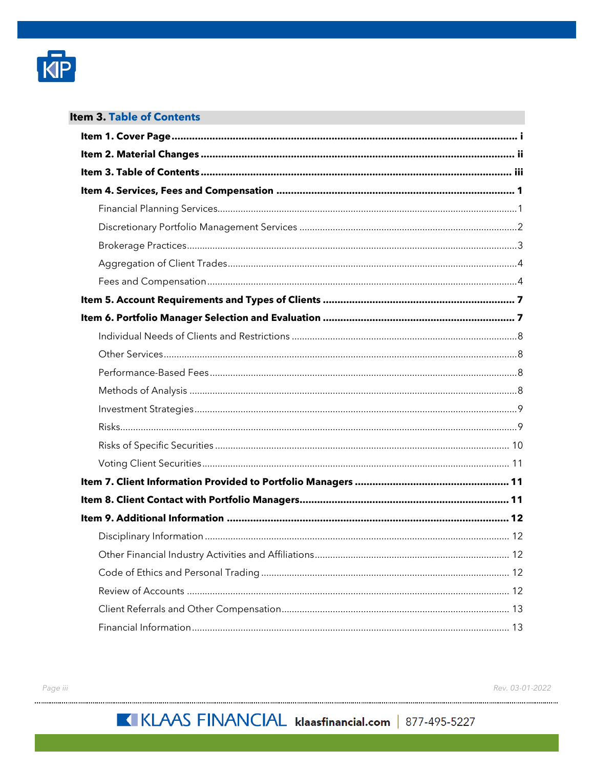## Item 3. Table of Contents

**Item 1. Cover Page** ........ i

**Item 2. Material Changes** ........ ii

**Item 3. Table of Contents** ........ iii

**Item 4. Services, Fees and Compensation** ........ 1

- Financial Planning Services ........ 1
- Discretionary Portfolio Management Services ........ 2
- Brokerage Practices ........ 3
- Aggregation of Client Trades ........ 4
- Fees and Compensation ........ 4

**Item 5. Account Requirements and Types of Clients** ........ 7

**Item 6. Portfolio Manager Selection and Evaluation** ........ 7

- Individual Needs of Clients and Restrictions ........ 8
- Other Services ........ 8
- Performance-Based Fees ........ 8
- Methods of Analysis ........ 8
- Investment Strategies ........ 9
- Risks ........ 9
- Risks of Specific Securities ........ 10
- Voting Client Securities ........ 11

**Item 7. Client Information Provided to Portfolio Managers** ........ 11

**Item 8. Client Contact with Portfolio Managers** ........ 11

**Item 9. Additional Information** ........ 12

- Disciplinary Information ........ 12
- Other Financial Industry Activities and Affiliations ........ 12
- Code of Ethics and Personal Trading ........ 12
- Review of Accounts ........ 12
- Client Referrals and Other Compensation ........ 13
- Financial Information ........ 13

Rev. 03-01-2022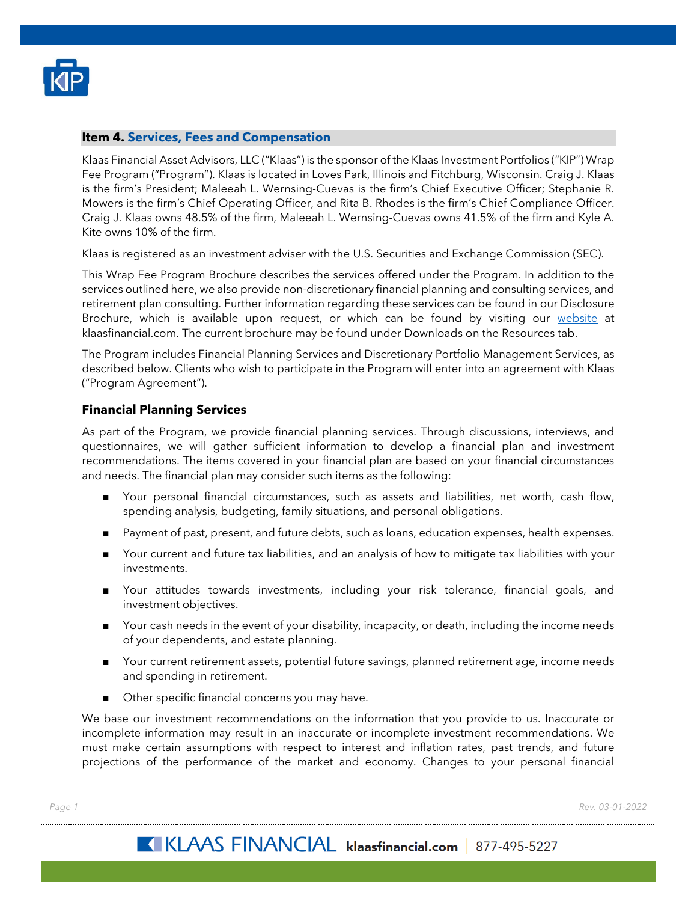## Item 4. Services, Fees and Compensation

Klaas Financial Asset Advisors, LLC ("Klaas") is the sponsor of the Klaas Investment Portfolios ("KIP") Wrap Fee Program ("Program"). Klaas is located in Loves Park, Illinois and Fitchburg, Wisconsin. Craig J. Klaas is the firm's President; Maleeah L. Wernsing-Cuevas is the firm's Chief Executive Officer; Stephanie R. Mowers is the firm's Chief Operating Officer, and Rita B. Rhodes is the firm's Chief Compliance Officer. Craig J. Klaas owns 48.5% of the firm, Maleeah L. Wernsing-Cuevas owns 41.5% of the firm and Kyle A. Kite owns 10% of the firm.

Klaas is registered as an investment adviser with the U.S. Securities and Exchange Commission (SEC).

This Wrap Fee Program Brochure describes the services offered under the Program. In addition to the services outlined here, we also provide non-discretionary financial planning and consulting services, and retirement plan consulting. Further information regarding these services can be found in our Disclosure Brochure, which is available upon request, or which can be found by visiting our website at klaasfinancial.com. The current brochure may be found under Downloads on the Resources tab.

The Program includes Financial Planning Services and Discretionary Portfolio Management Services, as described below. Clients who wish to participate in the Program will enter into an agreement with Klaas ("Program Agreement").

### Financial Planning Services

As part of the Program, we provide financial planning services. Through discussions, interviews, and questionnaires, we will gather sufficient information to develop a financial plan and investment recommendations. The items covered in your financial plan are based on your financial circumstances and needs. The financial plan may consider such items as the following:

- Your personal financial circumstances, such as assets and liabilities, net worth, cash flow, spending analysis, budgeting, family situations, and personal obligations.
- Payment of past, present, and future debts, such as loans, education expenses, health expenses.
- Your current and future tax liabilities, and an analysis of how to mitigate tax liabilities with your investments.
- Your attitudes towards investments, including your risk tolerance, financial goals, and investment objectives.
- Your cash needs in the event of your disability, incapacity, or death, including the income needs of your dependents, and estate planning.
- Your current retirement assets, potential future savings, planned retirement age, income needs and spending in retirement.
- Other specific financial concerns you may have.

We base our investment recommendations on the information that you provide to us. Inaccurate or incomplete information may result in an inaccurate or incomplete investment recommendations. We must make certain assumptions with respect to interest and inflation rates, past trends, and future projections of the performance of the market and economy. Changes to your personal financial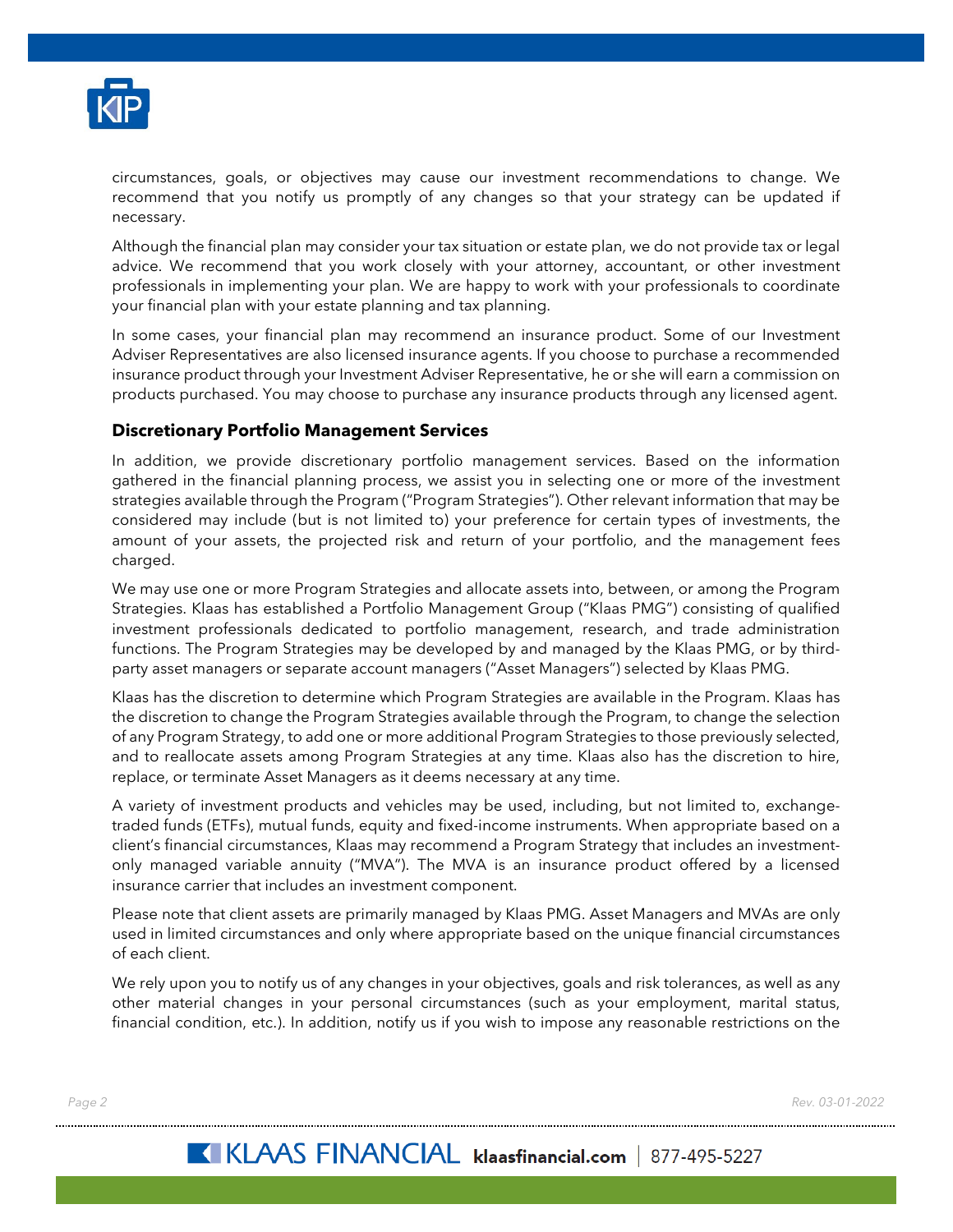circumstances, goals, or objectives may cause our investment recommendations to change. We recommend that you notify us promptly of any changes so that your strategy can be updated if necessary.

Although the financial plan may consider your tax situation or estate plan, we do not provide tax or legal advice. We recommend that you work closely with your attorney, accountant, or other investment professionals in implementing your plan. We are happy to work with your professionals to coordinate your financial plan with your estate planning and tax planning.

In some cases, your financial plan may recommend an insurance product. Some of our Investment Adviser Representatives are also licensed insurance agents. If you choose to purchase a recommended insurance product through your Investment Adviser Representative, he or she will earn a commission on products purchased. You may choose to purchase any insurance products through any licensed agent.

### Discretionary Portfolio Management Services

In addition, we provide discretionary portfolio management services. Based on the information gathered in the financial planning process, we assist you in selecting one or more of the investment strategies available through the Program ("Program Strategies"). Other relevant information that may be considered may include (but is not limited to) your preference for certain types of investments, the amount of your assets, the projected risk and return of your portfolio, and the management fees charged.

We may use one or more Program Strategies and allocate assets into, between, or among the Program Strategies. Klaas has established a Portfolio Management Group ("Klaas PMG") consisting of qualified investment professionals dedicated to portfolio management, research, and trade administration functions. The Program Strategies may be developed by and managed by the Klaas PMG, or by third-party asset managers or separate account managers ("Asset Managers") selected by Klaas PMG.

Klaas has the discretion to determine which Program Strategies are available in the Program. Klaas has the discretion to change the Program Strategies available through the Program, to change the selection of any Program Strategy, to add one or more additional Program Strategies to those previously selected, and to reallocate assets among Program Strategies at any time. Klaas also has the discretion to hire, replace, or terminate Asset Managers as it deems necessary at any time.

A variety of investment products and vehicles may be used, including, but not limited to, exchange-traded funds (ETFs), mutual funds, equity and fixed-income instruments. When appropriate based on a client's financial circumstances, Klaas may recommend a Program Strategy that includes an investment-only managed variable annuity ("MVA"). The MVA is an insurance product offered by a licensed insurance carrier that includes an investment component.

Please note that client assets are primarily managed by Klaas PMG. Asset Managers and MVAs are only used in limited circumstances and only where appropriate based on the unique financial circumstances of each client.

We rely upon you to notify us of any changes in your objectives, goals and risk tolerances, as well as any other material changes in your personal circumstances (such as your employment, marital status, financial condition, etc.). In addition, notify us if you wish to impose any reasonable restrictions on the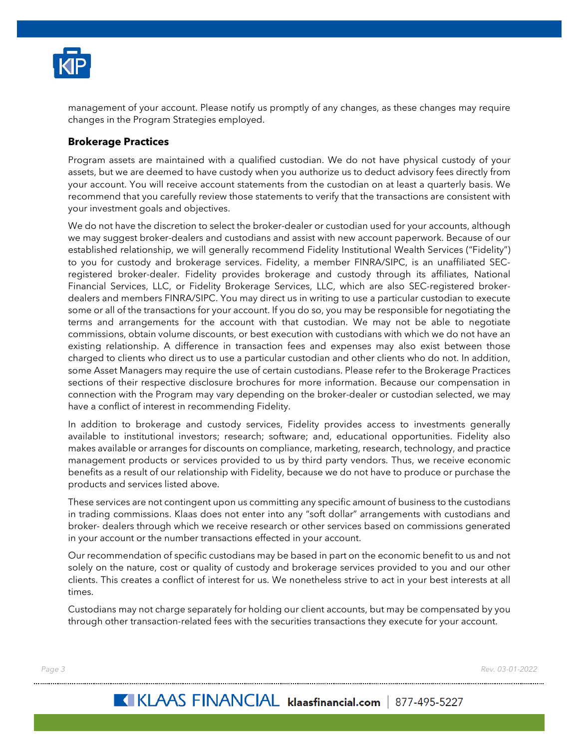management of your account. Please notify us promptly of any changes, as these changes may require changes in the Program Strategies employed.

### Brokerage Practices

Program assets are maintained with a qualified custodian. We do not have physical custody of your assets, but we are deemed to have custody when you authorize us to deduct advisory fees directly from your account. You will receive account statements from the custodian on at least a quarterly basis. We recommend that you carefully review those statements to verify that the transactions are consistent with your investment goals and objectives.

We do not have the discretion to select the broker-dealer or custodian used for your accounts, although we may suggest broker-dealers and custodians and assist with new account paperwork. Because of our established relationship, we will generally recommend Fidelity Institutional Wealth Services ("Fidelity") to you for custody and brokerage services. Fidelity, a member FINRA/SIPC, is an unaffiliated SEC-registered broker-dealer. Fidelity provides brokerage and custody through its affiliates, National Financial Services, LLC, or Fidelity Brokerage Services, LLC, which are also SEC-registered broker-dealers and members FINRA/SIPC. You may direct us in writing to use a particular custodian to execute some or all of the transactions for your account. If you do so, you may be responsible for negotiating the terms and arrangements for the account with that custodian. We may not be able to negotiate commissions, obtain volume discounts, or best execution with custodians with which we do not have an existing relationship. A difference in transaction fees and expenses may also exist between those charged to clients who direct us to use a particular custodian and other clients who do not. In addition, some Asset Managers may require the use of certain custodians. Please refer to the Brokerage Practices sections of their respective disclosure brochures for more information. Because our compensation in connection with the Program may vary depending on the broker-dealer or custodian selected, we may have a conflict of interest in recommending Fidelity.

In addition to brokerage and custody services, Fidelity provides access to investments generally available to institutional investors; research; software; and, educational opportunities. Fidelity also makes available or arranges for discounts on compliance, marketing, research, technology, and practice management products or services provided to us by third party vendors. Thus, we receive economic benefits as a result of our relationship with Fidelity, because we do not have to produce or purchase the products and services listed above.

These services are not contingent upon us committing any specific amount of business to the custodians in trading commissions. Klaas does not enter into any "soft dollar" arrangements with custodians and broker- dealers through which we receive research or other services based on commissions generated in your account or the number transactions effected in your account.

Our recommendation of specific custodians may be based in part on the economic benefit to us and not solely on the nature, cost or quality of custody and brokerage services provided to you and our other clients. This creates a conflict of interest for us. We nonetheless strive to act in your best interests at all times.

Custodians may not charge separately for holding our client accounts, but may be compensated by you through other transaction-related fees with the securities transactions they execute for your account.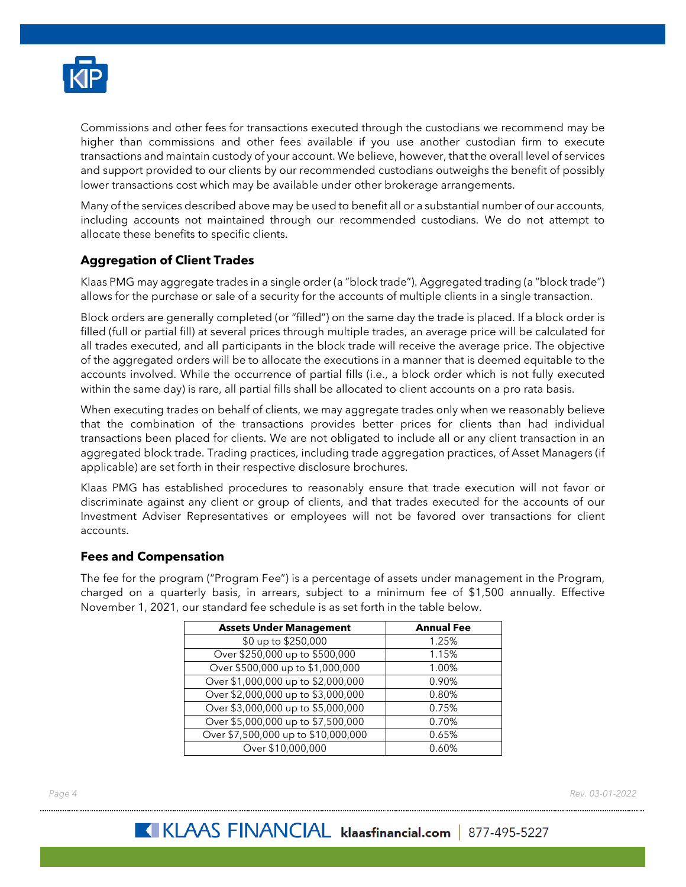Commissions and other fees for transactions executed through the custodians we recommend may be higher than commissions and other fees available if you use another custodian firm to execute transactions and maintain custody of your account. We believe, however, that the overall level of services and support provided to our clients by our recommended custodians outweighs the benefit of possibly lower transactions cost which may be available under other brokerage arrangements.

Many of the services described above may be used to benefit all or a substantial number of our accounts, including accounts not maintained through our recommended custodians. We do not attempt to allocate these benefits to specific clients.

### Aggregation of Client Trades

Klaas PMG may aggregate trades in a single order (a "block trade"). Aggregated trading (a "block trade") allows for the purchase or sale of a security for the accounts of multiple clients in a single transaction.

Block orders are generally completed (or "filled") on the same day the trade is placed. If a block order is filled (full or partial fill) at several prices through multiple trades, an average price will be calculated for all trades executed, and all participants in the block trade will receive the average price. The objective of the aggregated orders will be to allocate the executions in a manner that is deemed equitable to the accounts involved. While the occurrence of partial fills (i.e., a block order which is not fully executed within the same day) is rare, all partial fills shall be allocated to client accounts on a pro rata basis.

When executing trades on behalf of clients, we may aggregate trades only when we reasonably believe that the combination of the transactions provides better prices for clients than had individual transactions been placed for clients. We are not obligated to include all or any client transaction in an aggregated block trade. Trading practices, including trade aggregation practices, of Asset Managers (if applicable) are set forth in their respective disclosure brochures.

Klaas PMG has established procedures to reasonably ensure that trade execution will not favor or discriminate against any client or group of clients, and that trades executed for the accounts of our Investment Adviser Representatives or employees will not be favored over transactions for client accounts.

### Fees and Compensation

The fee for the program ("Program Fee") is a percentage of assets under management in the Program, charged on a quarterly basis, in arrears, subject to a minimum fee of $1,500 annually. Effective November 1, 2021, our standard fee schedule is as set forth in the table below.

| Assets Under Management | Annual Fee |
|---|---|
| $0 up to $250,000 | 1.25% |
| Over $250,000 up to $500,000 | 1.15% |
| Over $500,000 up to $1,000,000 | 1.00% |
| Over $1,000,000 up to $2,000,000 | 0.90% |
| Over $2,000,000 up to $3,000,000 | 0.80% |
| Over $3,000,000 up to $5,000,000 | 0.75% |
| Over $5,000,000 up to $7,500,000 | 0.70% |
| Over $7,500,000 up to $10,000,000 | 0.65% |
| Over $10,000,000 | 0.60% |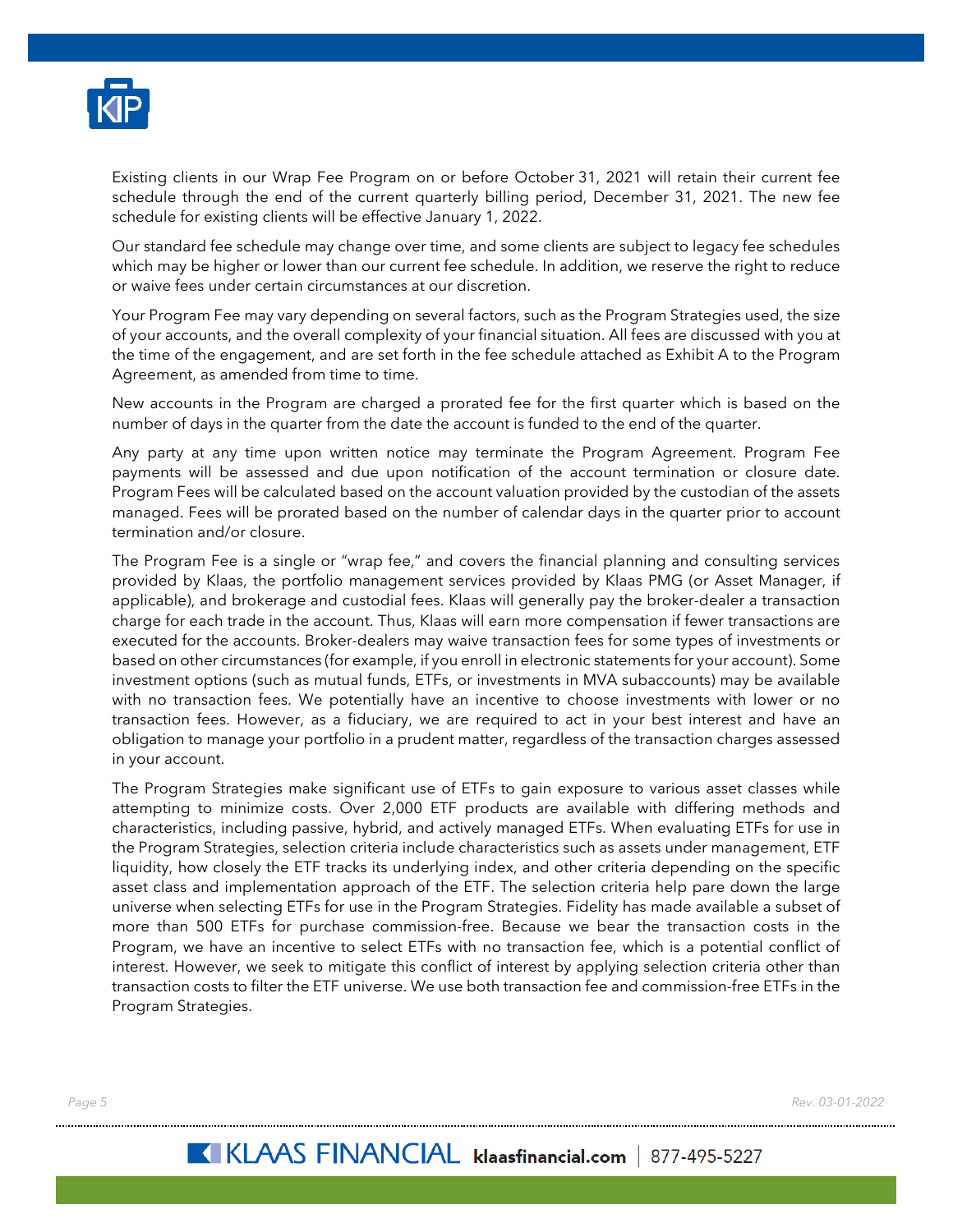Existing clients in our Wrap Fee Program on or before October 31, 2021 will retain their current fee schedule through the end of the current quarterly billing period, December 31, 2021. The new fee schedule for existing clients will be effective January 1, 2022.

Our standard fee schedule may change over time, and some clients are subject to legacy fee schedules which may be higher or lower than our current fee schedule. In addition, we reserve the right to reduce or waive fees under certain circumstances at our discretion.

Your Program Fee may vary depending on several factors, such as the Program Strategies used, the size of your accounts, and the overall complexity of your financial situation. All fees are discussed with you at the time of the engagement, and are set forth in the fee schedule attached as Exhibit A to the Program Agreement, as amended from time to time.

New accounts in the Program are charged a prorated fee for the first quarter which is based on the number of days in the quarter from the date the account is funded to the end of the quarter.

Any party at any time upon written notice may terminate the Program Agreement. Program Fee payments will be assessed and due upon notification of the account termination or closure date. Program Fees will be calculated based on the account valuation provided by the custodian of the assets managed. Fees will be prorated based on the number of calendar days in the quarter prior to account termination and/or closure.

The Program Fee is a single or "wrap fee," and covers the financial planning and consulting services provided by Klaas, the portfolio management services provided by Klaas PMG (or Asset Manager, if applicable), and brokerage and custodial fees. Klaas will generally pay the broker-dealer a transaction charge for each trade in the account. Thus, Klaas will earn more compensation if fewer transactions are executed for the accounts. Broker-dealers may waive transaction fees for some types of investments or based on other circumstances (for example, if you enroll in electronic statements for your account). Some investment options (such as mutual funds, ETFs, or investments in MVA subaccounts) may be available with no transaction fees. We potentially have an incentive to choose investments with lower or no transaction fees. However, as a fiduciary, we are required to act in your best interest and have an obligation to manage your portfolio in a prudent matter, regardless of the transaction charges assessed in your account.

The Program Strategies make significant use of ETFs to gain exposure to various asset classes while attempting to minimize costs. Over 2,000 ETF products are available with differing methods and characteristics, including passive, hybrid, and actively managed ETFs. When evaluating ETFs for use in the Program Strategies, selection criteria include characteristics such as assets under management, ETF liquidity, how closely the ETF tracks its underlying index, and other criteria depending on the specific asset class and implementation approach of the ETF. The selection criteria help pare down the large universe when selecting ETFs for use in the Program Strategies. Fidelity has made available a subset of more than 500 ETFs for purchase commission-free. Because we bear the transaction costs in the Program, we have an incentive to select ETFs with no transaction fee, which is a potential conflict of interest. However, we seek to mitigate this conflict of interest by applying selection criteria other than transaction costs to filter the ETF universe. We use both transaction fee and commission-free ETFs in the Program Strategies.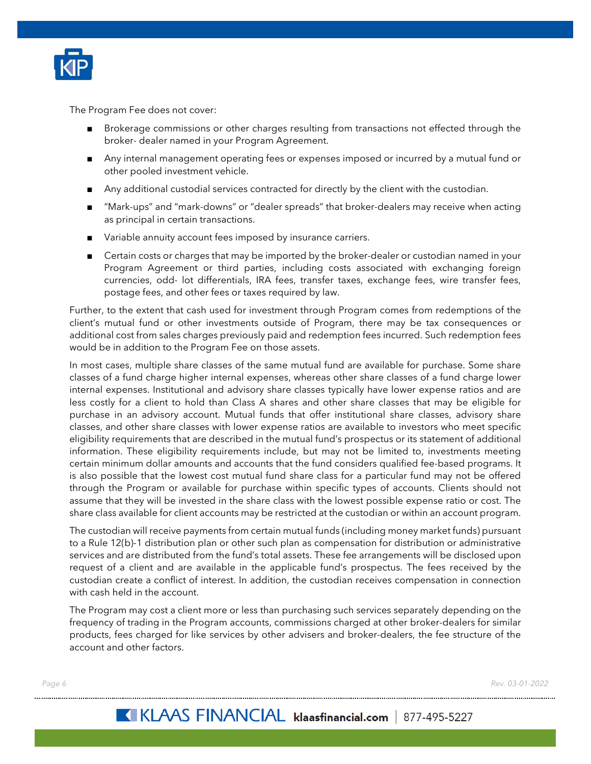The Program Fee does not cover:

- Brokerage commissions or other charges resulting from transactions not effected through the broker- dealer named in your Program Agreement.
- Any internal management operating fees or expenses imposed or incurred by a mutual fund or other pooled investment vehicle.
- Any additional custodial services contracted for directly by the client with the custodian.
- "Mark-ups" and "mark-downs" or "dealer spreads" that broker-dealers may receive when acting as principal in certain transactions.
- Variable annuity account fees imposed by insurance carriers.
- Certain costs or charges that may be imported by the broker-dealer or custodian named in your Program Agreement or third parties, including costs associated with exchanging foreign currencies, odd- lot differentials, IRA fees, transfer taxes, exchange fees, wire transfer fees, postage fees, and other fees or taxes required by law.

Further, to the extent that cash used for investment through Program comes from redemptions of the client's mutual fund or other investments outside of Program, there may be tax consequences or additional cost from sales charges previously paid and redemption fees incurred. Such redemption fees would be in addition to the Program Fee on those assets.

In most cases, multiple share classes of the same mutual fund are available for purchase. Some share classes of a fund charge higher internal expenses, whereas other share classes of a fund charge lower internal expenses. Institutional and advisory share classes typically have lower expense ratios and are less costly for a client to hold than Class A shares and other share classes that may be eligible for purchase in an advisory account. Mutual funds that offer institutional share classes, advisory share classes, and other share classes with lower expense ratios are available to investors who meet specific eligibility requirements that are described in the mutual fund's prospectus or its statement of additional information. These eligibility requirements include, but may not be limited to, investments meeting certain minimum dollar amounts and accounts that the fund considers qualified fee-based programs. It is also possible that the lowest cost mutual fund share class for a particular fund may not be offered through the Program or available for purchase within specific types of accounts. Clients should not assume that they will be invested in the share class with the lowest possible expense ratio or cost. The share class available for client accounts may be restricted at the custodian or within an account program.

The custodian will receive payments from certain mutual funds (including money market funds) pursuant to a Rule 12(b)-1 distribution plan or other such plan as compensation for distribution or administrative services and are distributed from the fund's total assets. These fee arrangements will be disclosed upon request of a client and are available in the applicable fund's prospectus. The fees received by the custodian create a conflict of interest. In addition, the custodian receives compensation in connection with cash held in the account.

The Program may cost a client more or less than purchasing such services separately depending on the frequency of trading in the Program accounts, commissions charged at other broker-dealers for similar products, fees charged for like services by other advisers and broker-dealers, the fee structure of the account and other factors.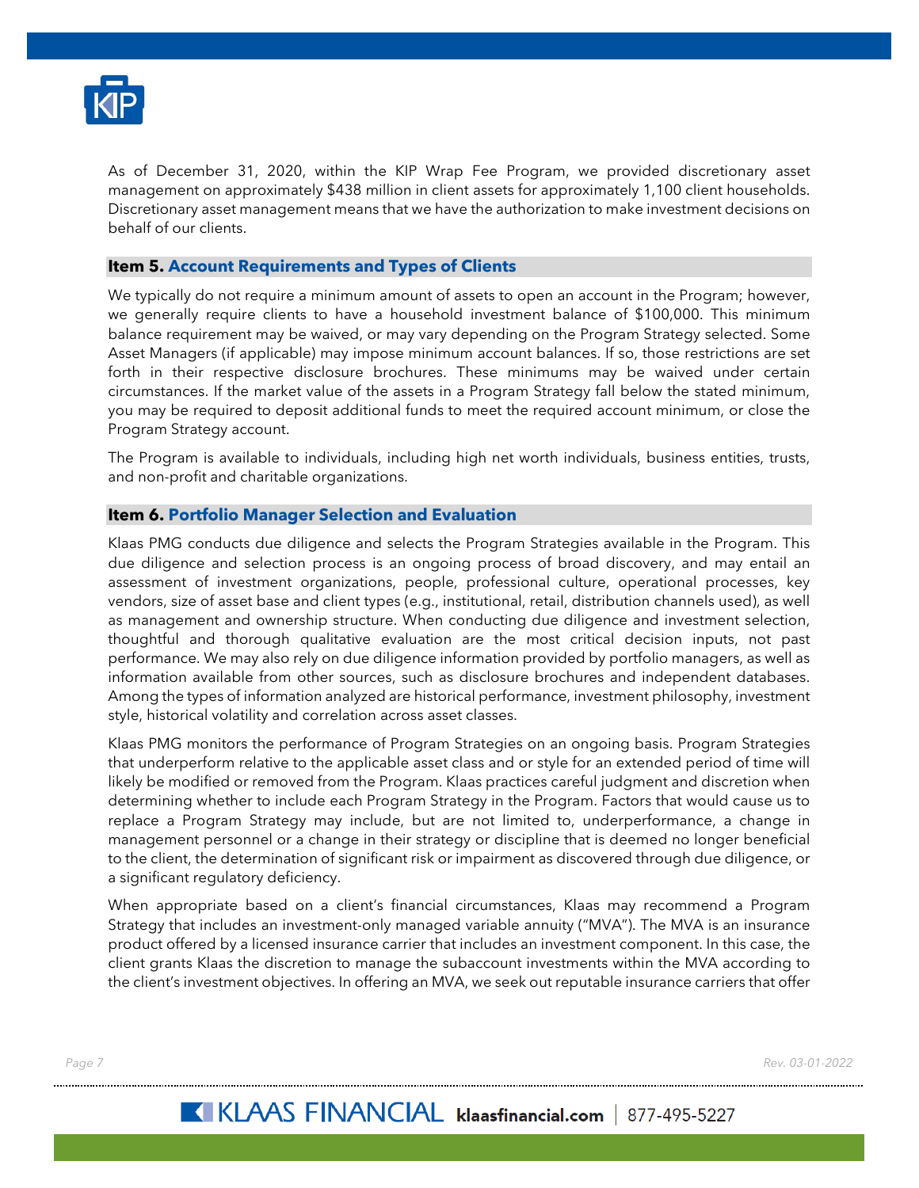As of December 31, 2020, within the KIP Wrap Fee Program, we provided discretionary asset management on approximately $438 million in client assets for approximately 1,100 client households. Discretionary asset management means that we have the authorization to make investment decisions on behalf of our clients.

## Item 5. Account Requirements and Types of Clients

We typically do not require a minimum amount of assets to open an account in the Program; however, we generally require clients to have a household investment balance of $100,000. This minimum balance requirement may be waived, or may vary depending on the Program Strategy selected. Some Asset Managers (if applicable) may impose minimum account balances. If so, those restrictions are set forth in their respective disclosure brochures. These minimums may be waived under certain circumstances. If the market value of the assets in a Program Strategy fall below the stated minimum, you may be required to deposit additional funds to meet the required account minimum, or close the Program Strategy account.

The Program is available to individuals, including high net worth individuals, business entities, trusts, and non-profit and charitable organizations.

## Item 6. Portfolio Manager Selection and Evaluation

Klaas PMG conducts due diligence and selects the Program Strategies available in the Program. This due diligence and selection process is an ongoing process of broad discovery, and may entail an assessment of investment organizations, people, professional culture, operational processes, key vendors, size of asset base and client types (e.g., institutional, retail, distribution channels used), as well as management and ownership structure. When conducting due diligence and investment selection, thoughtful and thorough qualitative evaluation are the most critical decision inputs, not past performance. We may also rely on due diligence information provided by portfolio managers, as well as information available from other sources, such as disclosure brochures and independent databases. Among the types of information analyzed are historical performance, investment philosophy, investment style, historical volatility and correlation across asset classes.

Klaas PMG monitors the performance of Program Strategies on an ongoing basis. Program Strategies that underperform relative to the applicable asset class and or style for an extended period of time will likely be modified or removed from the Program. Klaas practices careful judgment and discretion when determining whether to include each Program Strategy in the Program. Factors that would cause us to replace a Program Strategy may include, but are not limited to, underperformance, a change in management personnel or a change in their strategy or discipline that is deemed no longer beneficial to the client, the determination of significant risk or impairment as discovered through due diligence, or a significant regulatory deficiency.

When appropriate based on a client's financial circumstances, Klaas may recommend a Program Strategy that includes an investment-only managed variable annuity ("MVA"). The MVA is an insurance product offered by a licensed insurance carrier that includes an investment component. In this case, the client grants Klaas the discretion to manage the subaccount investments within the MVA according to the client's investment objectives. In offering an MVA, we seek out reputable insurance carriers that offer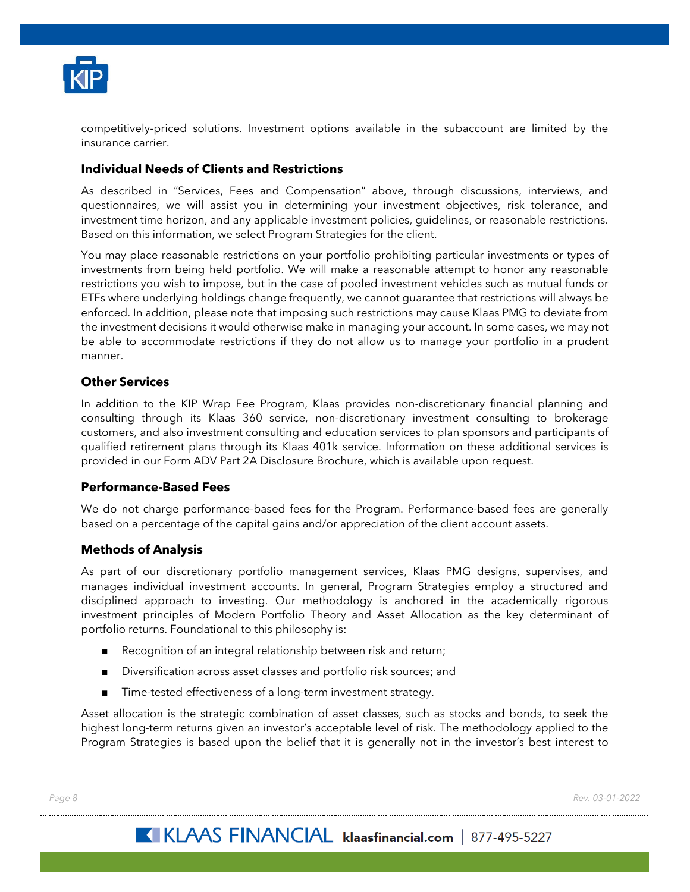competitively-priced solutions. Investment options available in the subaccount are limited by the insurance carrier.

### Individual Needs of Clients and Restrictions

As described in "Services, Fees and Compensation" above, through discussions, interviews, and questionnaires, we will assist you in determining your investment objectives, risk tolerance, and investment time horizon, and any applicable investment policies, guidelines, or reasonable restrictions. Based on this information, we select Program Strategies for the client.

You may place reasonable restrictions on your portfolio prohibiting particular investments or types of investments from being held portfolio. We will make a reasonable attempt to honor any reasonable restrictions you wish to impose, but in the case of pooled investment vehicles such as mutual funds or ETFs where underlying holdings change frequently, we cannot guarantee that restrictions will always be enforced. In addition, please note that imposing such restrictions may cause Klaas PMG to deviate from the investment decisions it would otherwise make in managing your account. In some cases, we may not be able to accommodate restrictions if they do not allow us to manage your portfolio in a prudent manner.

### Other Services

In addition to the KIP Wrap Fee Program, Klaas provides non-discretionary financial planning and consulting through its Klaas 360 service, non-discretionary investment consulting to brokerage customers, and also investment consulting and education services to plan sponsors and participants of qualified retirement plans through its Klaas 401k service. Information on these additional services is provided in our Form ADV Part 2A Disclosure Brochure, which is available upon request.

### Performance-Based Fees

We do not charge performance-based fees for the Program. Performance-based fees are generally based on a percentage of the capital gains and/or appreciation of the client account assets.

### Methods of Analysis

As part of our discretionary portfolio management services, Klaas PMG designs, supervises, and manages individual investment accounts. In general, Program Strategies employ a structured and disciplined approach to investing. Our methodology is anchored in the academically rigorous investment principles of Modern Portfolio Theory and Asset Allocation as the key determinant of portfolio returns. Foundational to this philosophy is:

- Recognition of an integral relationship between risk and return;
- Diversification across asset classes and portfolio risk sources; and
- Time-tested effectiveness of a long-term investment strategy.

Asset allocation is the strategic combination of asset classes, such as stocks and bonds, to seek the highest long-term returns given an investor's acceptable level of risk. The methodology applied to the Program Strategies is based upon the belief that it is generally not in the investor's best interest to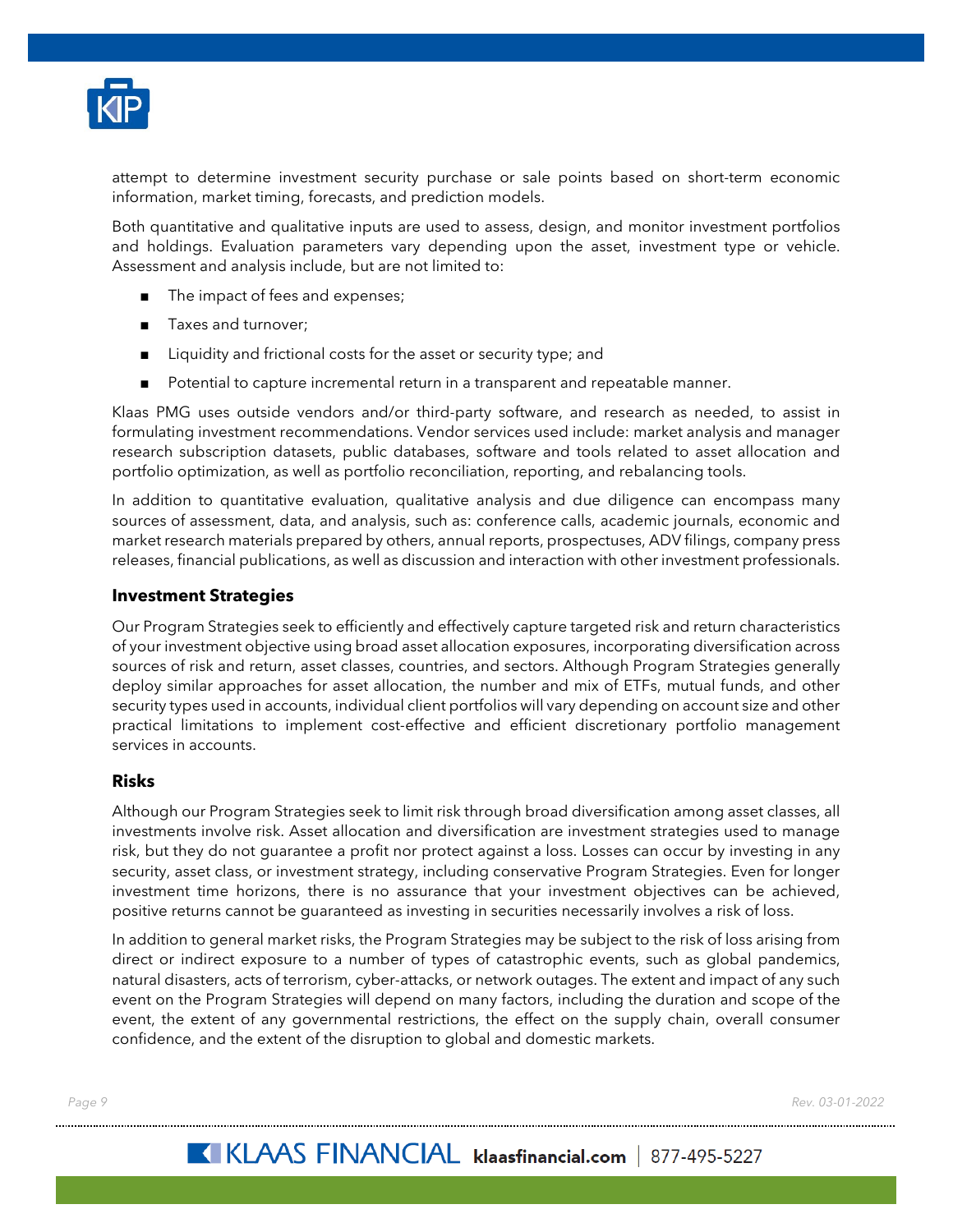attempt to determine investment security purchase or sale points based on short-term economic information, market timing, forecasts, and prediction models.

Both quantitative and qualitative inputs are used to assess, design, and monitor investment portfolios and holdings. Evaluation parameters vary depending upon the asset, investment type or vehicle. Assessment and analysis include, but are not limited to:

- The impact of fees and expenses;
- Taxes and turnover;
- Liquidity and frictional costs for the asset or security type; and
- Potential to capture incremental return in a transparent and repeatable manner.

Klaas PMG uses outside vendors and/or third-party software, and research as needed, to assist in formulating investment recommendations. Vendor services used include: market analysis and manager research subscription datasets, public databases, software and tools related to asset allocation and portfolio optimization, as well as portfolio reconciliation, reporting, and rebalancing tools.

In addition to quantitative evaluation, qualitative analysis and due diligence can encompass many sources of assessment, data, and analysis, such as: conference calls, academic journals, economic and market research materials prepared by others, annual reports, prospectuses, ADV filings, company press releases, financial publications, as well as discussion and interaction with other investment professionals.

### Investment Strategies

Our Program Strategies seek to efficiently and effectively capture targeted risk and return characteristics of your investment objective using broad asset allocation exposures, incorporating diversification across sources of risk and return, asset classes, countries, and sectors. Although Program Strategies generally deploy similar approaches for asset allocation, the number and mix of ETFs, mutual funds, and other security types used in accounts, individual client portfolios will vary depending on account size and other practical limitations to implement cost-effective and efficient discretionary portfolio management services in accounts.

### Risks

Although our Program Strategies seek to limit risk through broad diversification among asset classes, all investments involve risk. Asset allocation and diversification are investment strategies used to manage risk, but they do not guarantee a profit nor protect against a loss. Losses can occur by investing in any security, asset class, or investment strategy, including conservative Program Strategies. Even for longer investment time horizons, there is no assurance that your investment objectives can be achieved, positive returns cannot be guaranteed as investing in securities necessarily involves a risk of loss.

In addition to general market risks, the Program Strategies may be subject to the risk of loss arising from direct or indirect exposure to a number of types of catastrophic events, such as global pandemics, natural disasters, acts of terrorism, cyber-attacks, or network outages. The extent and impact of any such event on the Program Strategies will depend on many factors, including the duration and scope of the event, the extent of any governmental restrictions, the effect on the supply chain, overall consumer confidence, and the extent of the disruption to global and domestic markets.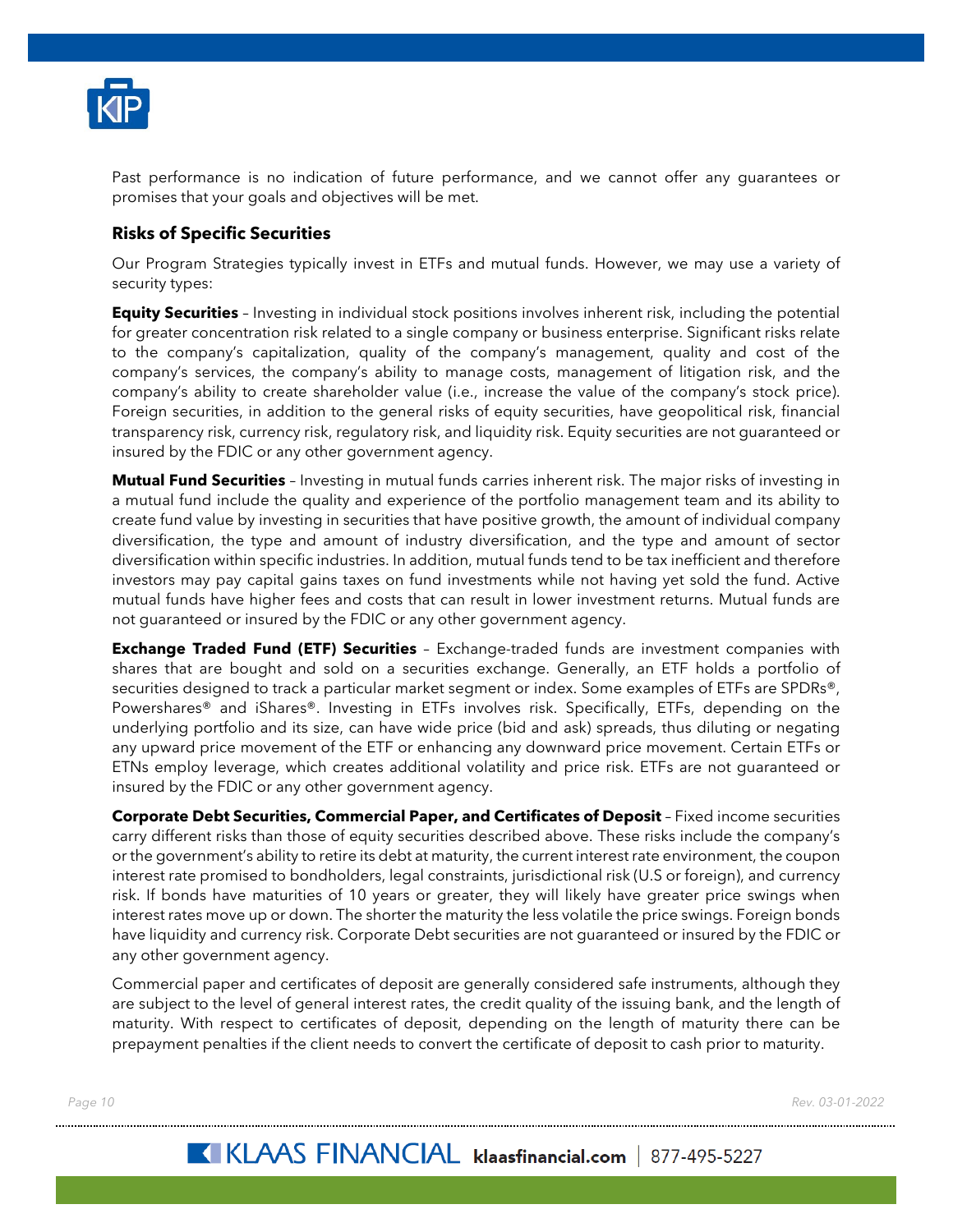Past performance is no indication of future performance, and we cannot offer any guarantees or promises that your goals and objectives will be met.

### Risks of Specific Securities

Our Program Strategies typically invest in ETFs and mutual funds. However, we may use a variety of security types:

**Equity Securities** – Investing in individual stock positions involves inherent risk, including the potential for greater concentration risk related to a single company or business enterprise. Significant risks relate to the company's capitalization, quality of the company's management, quality and cost of the company's services, the company's ability to manage costs, management of litigation risk, and the company's ability to create shareholder value (i.e., increase the value of the company's stock price). Foreign securities, in addition to the general risks of equity securities, have geopolitical risk, financial transparency risk, currency risk, regulatory risk, and liquidity risk. Equity securities are not guaranteed or insured by the FDIC or any other government agency.

**Mutual Fund Securities** – Investing in mutual funds carries inherent risk. The major risks of investing in a mutual fund include the quality and experience of the portfolio management team and its ability to create fund value by investing in securities that have positive growth, the amount of individual company diversification, the type and amount of industry diversification, and the type and amount of sector diversification within specific industries. In addition, mutual funds tend to be tax inefficient and therefore investors may pay capital gains taxes on fund investments while not having yet sold the fund. Active mutual funds have higher fees and costs that can result in lower investment returns. Mutual funds are not guaranteed or insured by the FDIC or any other government agency.

**Exchange Traded Fund (ETF) Securities** – Exchange-traded funds are investment companies with shares that are bought and sold on a securities exchange. Generally, an ETF holds a portfolio of securities designed to track a particular market segment or index. Some examples of ETFs are SPDRs®, Powershares® and iShares®. Investing in ETFs involves risk. Specifically, ETFs, depending on the underlying portfolio and its size, can have wide price (bid and ask) spreads, thus diluting or negating any upward price movement of the ETF or enhancing any downward price movement. Certain ETFs or ETNs employ leverage, which creates additional volatility and price risk. ETFs are not guaranteed or insured by the FDIC or any other government agency.

**Corporate Debt Securities, Commercial Paper, and Certificates of Deposit** – Fixed income securities carry different risks than those of equity securities described above. These risks include the company's or the government's ability to retire its debt at maturity, the current interest rate environment, the coupon interest rate promised to bondholders, legal constraints, jurisdictional risk (U.S or foreign), and currency risk. If bonds have maturities of 10 years or greater, they will likely have greater price swings when interest rates move up or down. The shorter the maturity the less volatile the price swings. Foreign bonds have liquidity and currency risk. Corporate Debt securities are not guaranteed or insured by the FDIC or any other government agency.

Commercial paper and certificates of deposit are generally considered safe instruments, although they are subject to the level of general interest rates, the credit quality of the issuing bank, and the length of maturity. With respect to certificates of deposit, depending on the length of maturity there can be prepayment penalties if the client needs to convert the certificate of deposit to cash prior to maturity.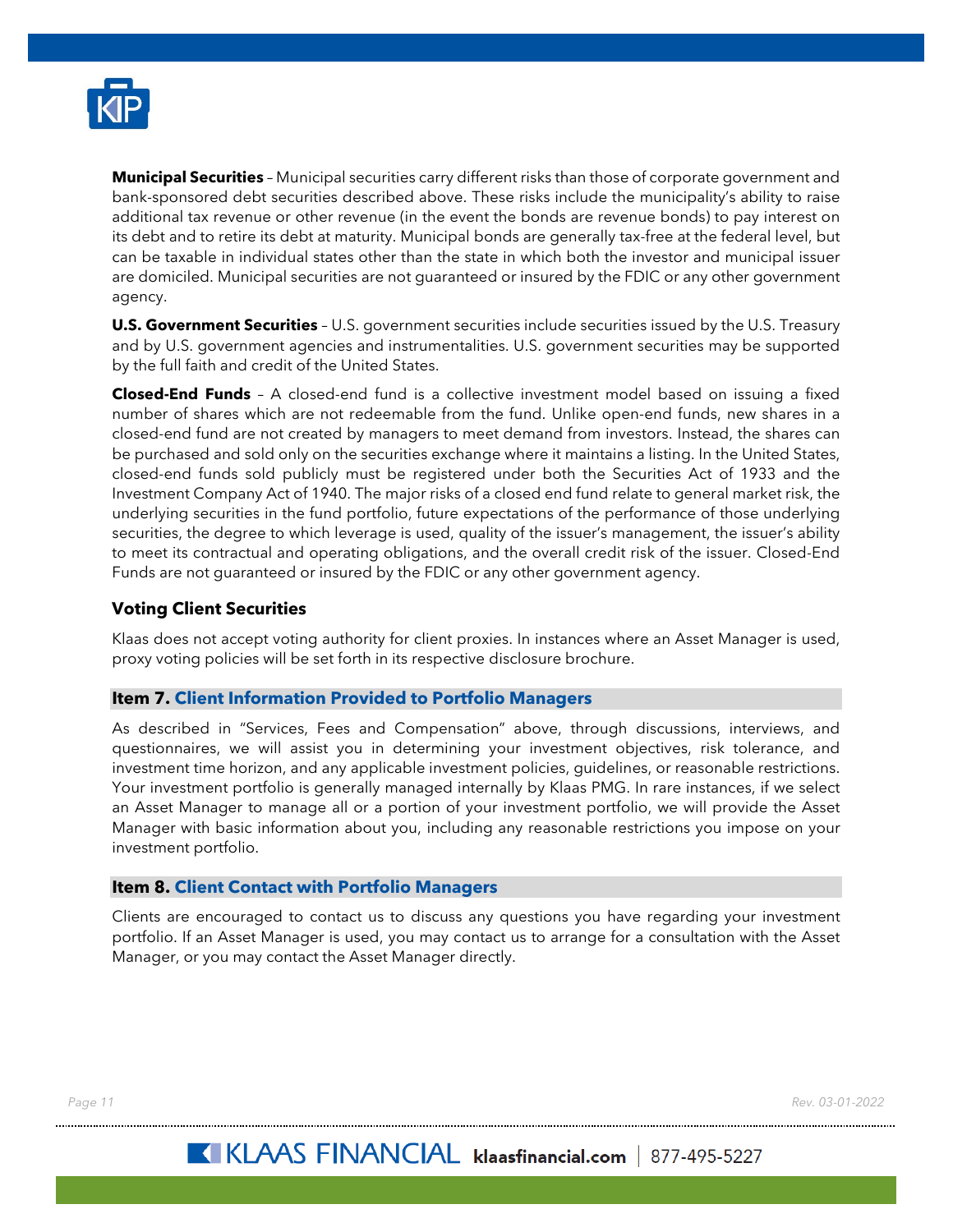**Municipal Securities** – Municipal securities carry different risks than those of corporate government and bank-sponsored debt securities described above. These risks include the municipality's ability to raise additional tax revenue or other revenue (in the event the bonds are revenue bonds) to pay interest on its debt and to retire its debt at maturity. Municipal bonds are generally tax-free at the federal level, but can be taxable in individual states other than the state in which both the investor and municipal issuer are domiciled. Municipal securities are not guaranteed or insured by the FDIC or any other government agency.

**U.S. Government Securities** – U.S. government securities include securities issued by the U.S. Treasury and by U.S. government agencies and instrumentalities. U.S. government securities may be supported by the full faith and credit of the United States.

**Closed-End Funds** – A closed-end fund is a collective investment model based on issuing a fixed number of shares which are not redeemable from the fund. Unlike open-end funds, new shares in a closed-end fund are not created by managers to meet demand from investors. Instead, the shares can be purchased and sold only on the securities exchange where it maintains a listing. In the United States, closed-end funds sold publicly must be registered under both the Securities Act of 1933 and the Investment Company Act of 1940. The major risks of a closed end fund relate to general market risk, the underlying securities in the fund portfolio, future expectations of the performance of those underlying securities, the degree to which leverage is used, quality of the issuer's management, the issuer's ability to meet its contractual and operating obligations, and the overall credit risk of the issuer. Closed-End Funds are not guaranteed or insured by the FDIC or any other government agency.

### Voting Client Securities

Klaas does not accept voting authority for client proxies. In instances where an Asset Manager is used, proxy voting policies will be set forth in its respective disclosure brochure.

## Item 7. Client Information Provided to Portfolio Managers

As described in "Services, Fees and Compensation" above, through discussions, interviews, and questionnaires, we will assist you in determining your investment objectives, risk tolerance, and investment time horizon, and any applicable investment policies, guidelines, or reasonable restrictions. Your investment portfolio is generally managed internally by Klaas PMG. In rare instances, if we select an Asset Manager to manage all or a portion of your investment portfolio, we will provide the Asset Manager with basic information about you, including any reasonable restrictions you impose on your investment portfolio.

## Item 8. Client Contact with Portfolio Managers

Clients are encouraged to contact us to discuss any questions you have regarding your investment portfolio. If an Asset Manager is used, you may contact us to arrange for a consultation with the Asset Manager, or you may contact the Asset Manager directly.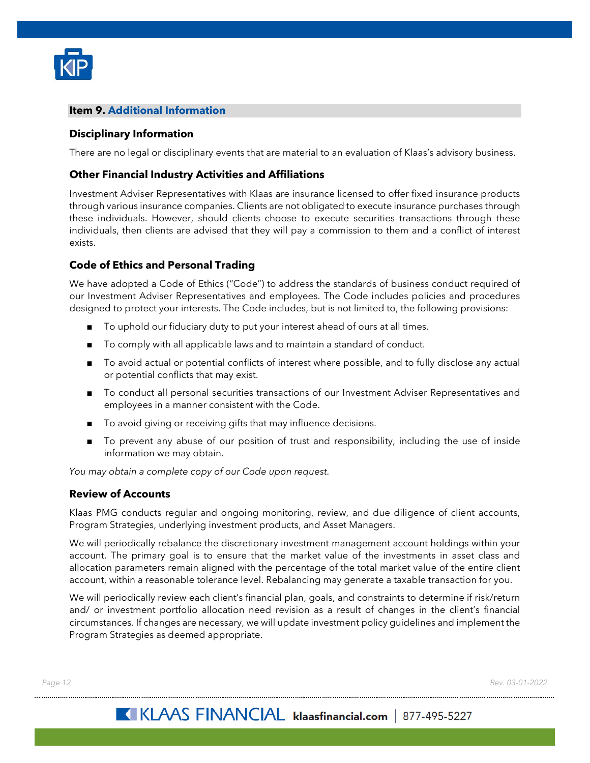## Item 9. Additional Information

### Disciplinary Information

There are no legal or disciplinary events that are material to an evaluation of Klaas's advisory business.

### Other Financial Industry Activities and Affiliations

Investment Adviser Representatives with Klaas are insurance licensed to offer fixed insurance products through various insurance companies. Clients are not obligated to execute insurance purchases through these individuals. However, should clients choose to execute securities transactions through these individuals, then clients are advised that they will pay a commission to them and a conflict of interest exists.

### Code of Ethics and Personal Trading

We have adopted a Code of Ethics ("Code") to address the standards of business conduct required of our Investment Adviser Representatives and employees. The Code includes policies and procedures designed to protect your interests. The Code includes, but is not limited to, the following provisions:

- To uphold our fiduciary duty to put your interest ahead of ours at all times.
- To comply with all applicable laws and to maintain a standard of conduct.
- To avoid actual or potential conflicts of interest where possible, and to fully disclose any actual or potential conflicts that may exist.
- To conduct all personal securities transactions of our Investment Adviser Representatives and employees in a manner consistent with the Code.
- To avoid giving or receiving gifts that may influence decisions.
- To prevent any abuse of our position of trust and responsibility, including the use of inside information we may obtain.

*You may obtain a complete copy of our Code upon request.*

### Review of Accounts

Klaas PMG conducts regular and ongoing monitoring, review, and due diligence of client accounts, Program Strategies, underlying investment products, and Asset Managers.

We will periodically rebalance the discretionary investment management account holdings within your account. The primary goal is to ensure that the market value of the investments in asset class and allocation parameters remain aligned with the percentage of the total market value of the entire client account, within a reasonable tolerance level. Rebalancing may generate a taxable transaction for you.

We will periodically review each client's financial plan, goals, and constraints to determine if risk/return and/ or investment portfolio allocation need revision as a result of changes in the client's financial circumstances. If changes are necessary, we will update investment policy guidelines and implement the Program Strategies as deemed appropriate.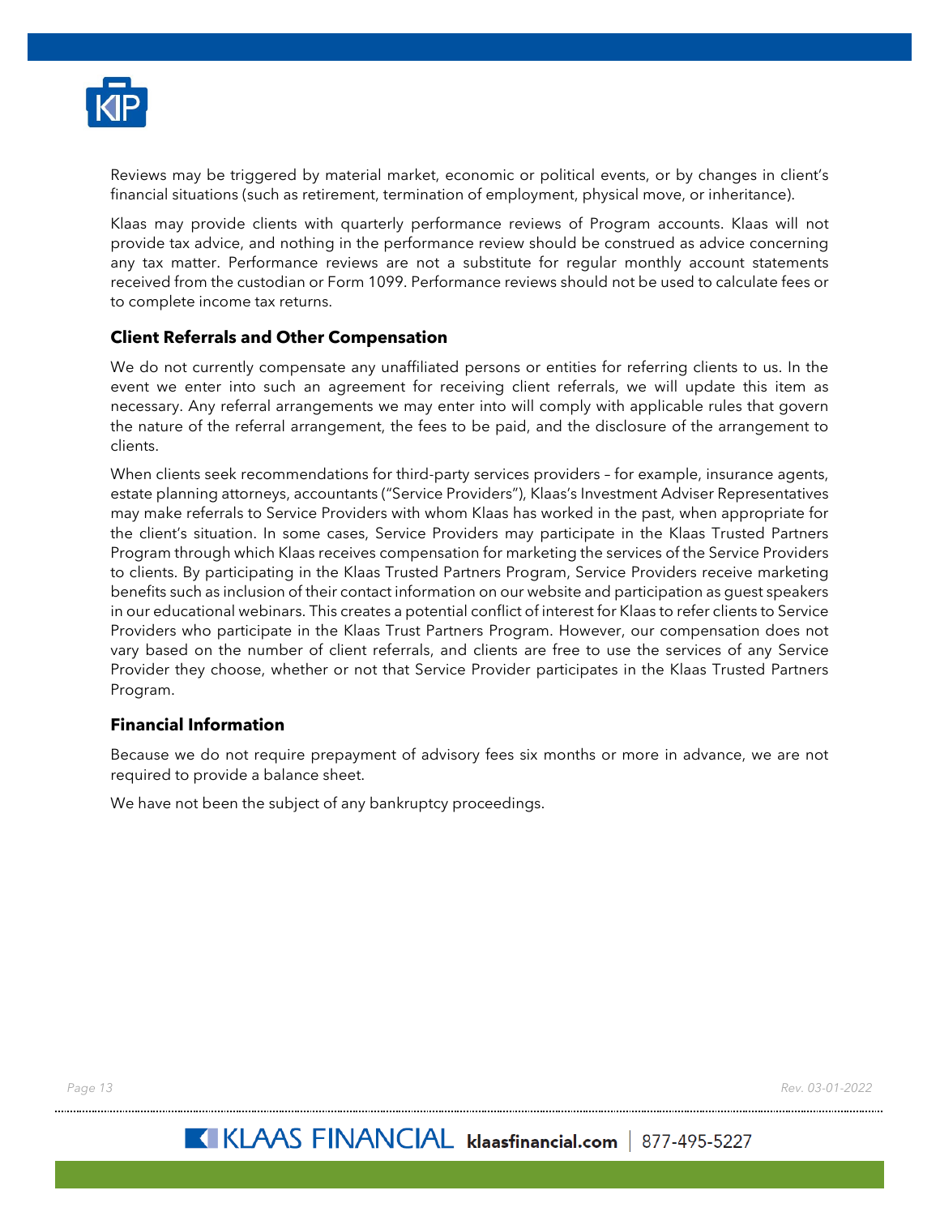Reviews may be triggered by material market, economic or political events, or by changes in client's financial situations (such as retirement, termination of employment, physical move, or inheritance).

Klaas may provide clients with quarterly performance reviews of Program accounts. Klaas will not provide tax advice, and nothing in the performance review should be construed as advice concerning any tax matter. Performance reviews are not a substitute for regular monthly account statements received from the custodian or Form 1099. Performance reviews should not be used to calculate fees or to complete income tax returns.

### Client Referrals and Other Compensation

We do not currently compensate any unaffiliated persons or entities for referring clients to us. In the event we enter into such an agreement for receiving client referrals, we will update this item as necessary. Any referral arrangements we may enter into will comply with applicable rules that govern the nature of the referral arrangement, the fees to be paid, and the disclosure of the arrangement to clients.

When clients seek recommendations for third-party services providers – for example, insurance agents, estate planning attorneys, accountants ("Service Providers"), Klaas's Investment Adviser Representatives may make referrals to Service Providers with whom Klaas has worked in the past, when appropriate for the client's situation. In some cases, Service Providers may participate in the Klaas Trusted Partners Program through which Klaas receives compensation for marketing the services of the Service Providers to clients. By participating in the Klaas Trusted Partners Program, Service Providers receive marketing benefits such as inclusion of their contact information on our website and participation as guest speakers in our educational webinars. This creates a potential conflict of interest for Klaas to refer clients to Service Providers who participate in the Klaas Trust Partners Program. However, our compensation does not vary based on the number of client referrals, and clients are free to use the services of any Service Provider they choose, whether or not that Service Provider participates in the Klaas Trusted Partners Program.

### Financial Information

Because we do not require prepayment of advisory fees six months or more in advance, we are not required to provide a balance sheet.

We have not been the subject of any bankruptcy proceedings.